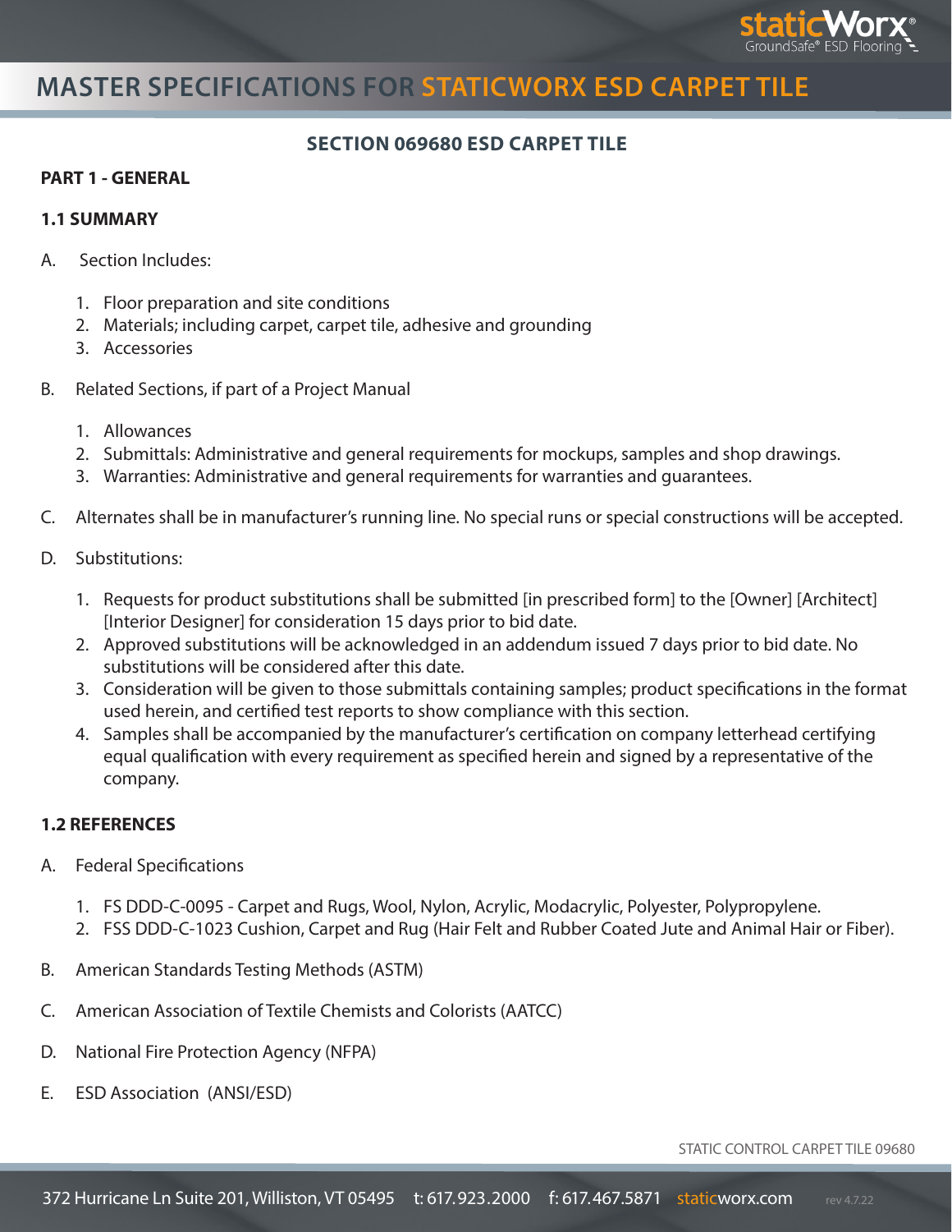# MASTER SPECIFICATIONS FOR STATICWORX ESD CARPET TILE

## SECTION 069680 ESD CARPET TILE

**PART 1 - GENERAL**

**1.1 SUMMARY**

A. Section Includes:

1. Floor preparation and site conditions
2. Materials; including carpet, carpet tile, adhesive and grounding
3. Accessories

B. Related Sections, if part of a Project Manual

1. Allowances
2. Submittals: Administrative and general requirements for mockups, samples and shop drawings.
3. Warranties: Administrative and general requirements for warranties and guarantees.

C. Alternates shall be in manufacturer's running line. No special runs or special constructions will be accepted.

D. Substitutions:

1. Requests for product substitutions shall be submitted [in prescribed form] to the [Owner] [Architect] [Interior Designer] for consideration 15 days prior to bid date.
2. Approved substitutions will be acknowledged in an addendum issued 7 days prior to bid date. No substitutions will be considered after this date.
3. Consideration will be given to those submittals containing samples; product specifications in the format used herein, and certified test reports to show compliance with this section.
4. Samples shall be accompanied by the manufacturer's certification on company letterhead certifying equal qualification with every requirement as specified herein and signed by a representative of the company.

**1.2 REFERENCES**

A. Federal Specifications

1. FS DDD-C-0095 - Carpet and Rugs, Wool, Nylon, Acrylic, Modacrylic, Polyester, Polypropylene.
2. FSS DDD-C-1023 Cushion, Carpet and Rug (Hair Felt and Rubber Coated Jute and Animal Hair or Fiber).

B. American Standards Testing Methods (ASTM)

C. American Association of Textile Chemists and Colorists (AATCC)

D. National Fire Protection Agency (NFPA)

E. ESD Association (ANSI/ESD)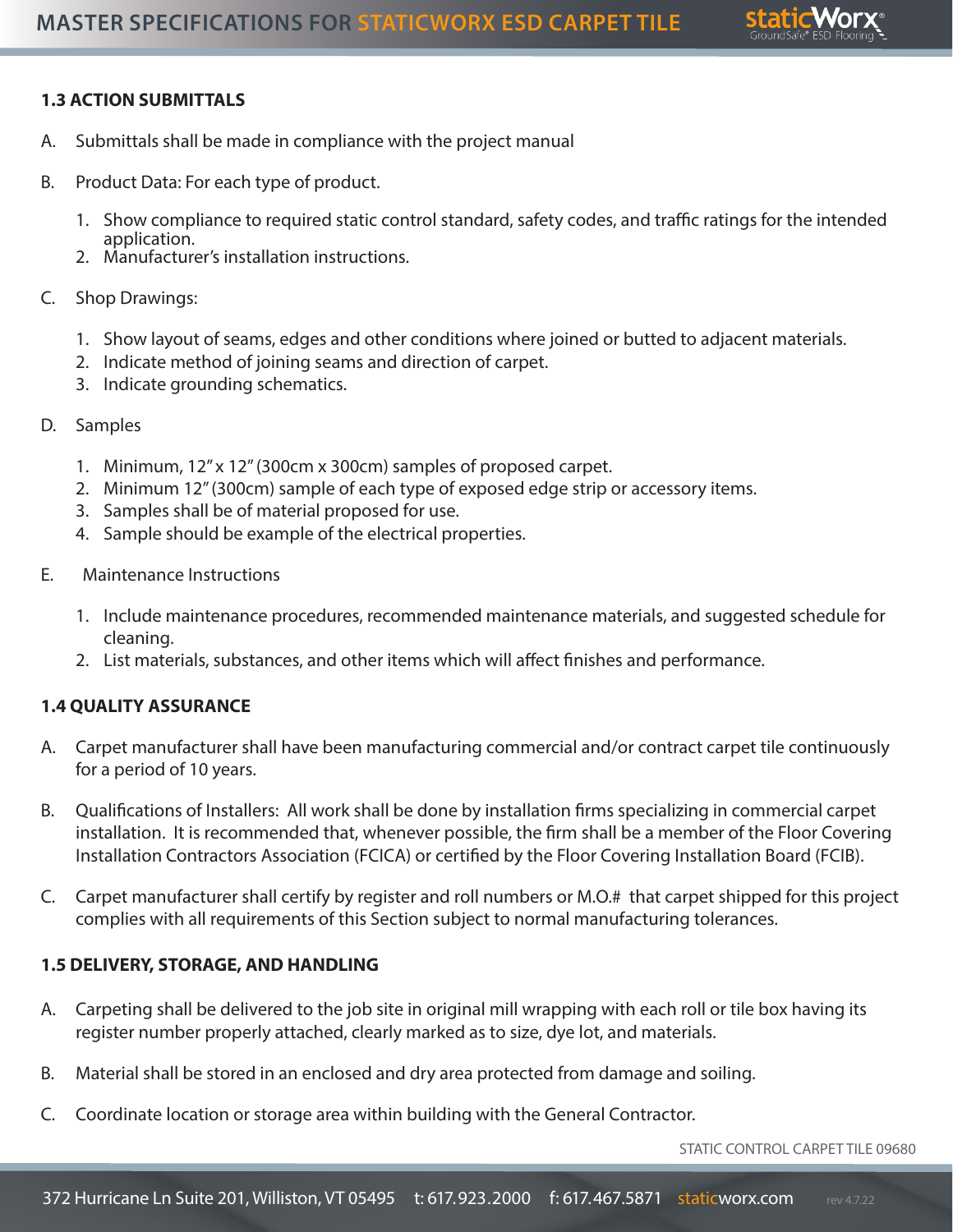## 1.3 ACTION SUBMITTALS

A. Submittals shall be made in compliance with the project manual

B. Product Data: For each type of product.

1. Show compliance to required static control standard, safety codes, and traffic ratings for the intended application.
2. Manufacturer's installation instructions.

C. Shop Drawings:

1. Show layout of seams, edges and other conditions where joined or butted to adjacent materials.
2. Indicate method of joining seams and direction of carpet.
3. Indicate grounding schematics.

D. Samples

1. Minimum, 12" x 12" (300cm x 300cm) samples of proposed carpet.
2. Minimum 12" (300cm) sample of each type of exposed edge strip or accessory items.
3. Samples shall be of material proposed for use.
4. Sample should be example of the electrical properties.

E. Maintenance Instructions

1. Include maintenance procedures, recommended maintenance materials, and suggested schedule for cleaning.
2. List materials, substances, and other items which will affect finishes and performance.

## 1.4 QUALITY ASSURANCE

A. Carpet manufacturer shall have been manufacturing commercial and/or contract carpet tile continuously for a period of 10 years.

B. Qualifications of Installers: All work shall be done by installation firms specializing in commercial carpet installation. It is recommended that, whenever possible, the firm shall be a member of the Floor Covering Installation Contractors Association (FCICA) or certified by the Floor Covering Installation Board (FCIB).

C. Carpet manufacturer shall certify by register and roll numbers or M.O.# that carpet shipped for this project complies with all requirements of this Section subject to normal manufacturing tolerances.

## 1.5 DELIVERY, STORAGE, AND HANDLING

A. Carpeting shall be delivered to the job site in original mill wrapping with each roll or tile box having its register number properly attached, clearly marked as to size, dye lot, and materials.

B. Material shall be stored in an enclosed and dry area protected from damage and soiling.

C. Coordinate location or storage area within building with the General Contractor.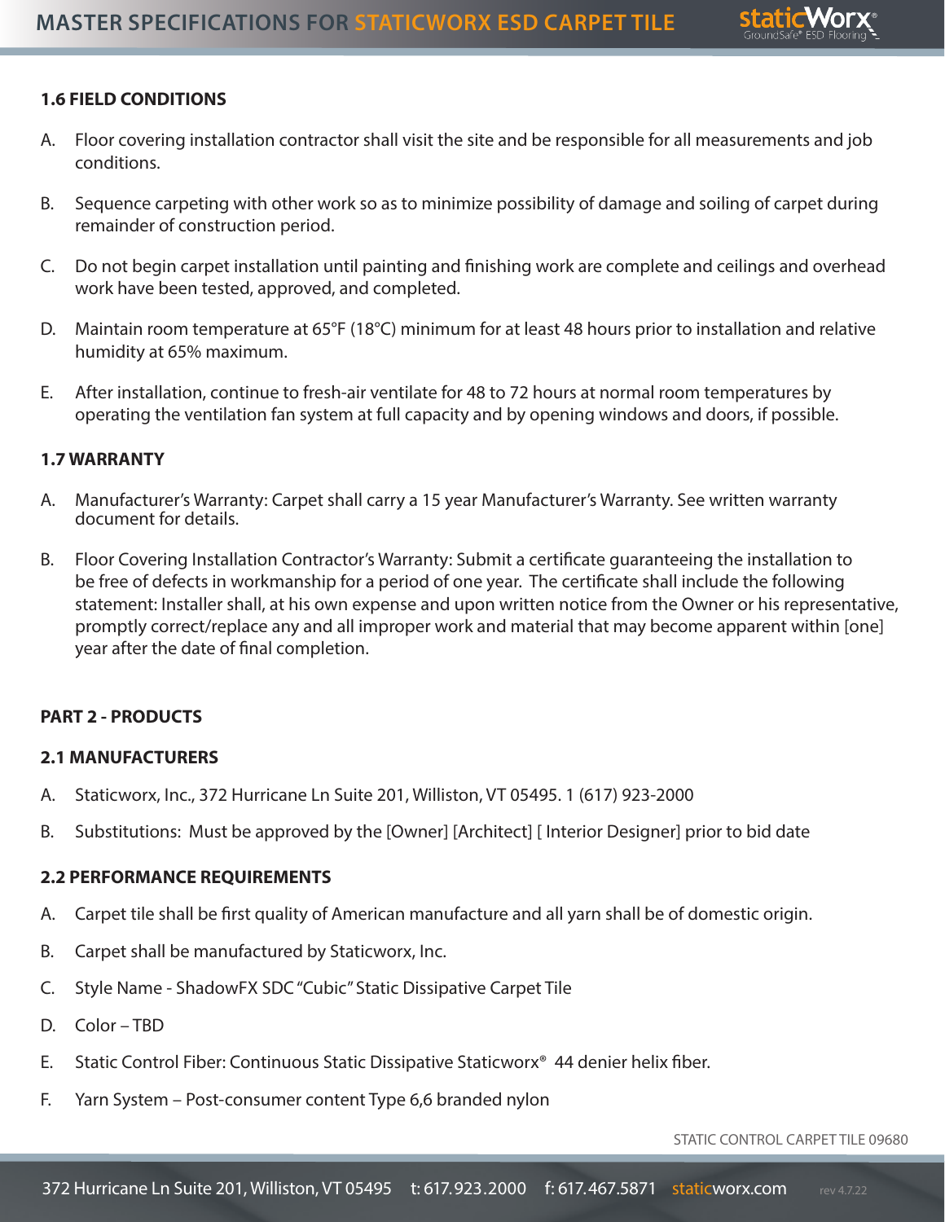### 1.6 FIELD CONDITIONS

A. Floor covering installation contractor shall visit the site and be responsible for all measurements and job conditions.

B. Sequence carpeting with other work so as to minimize possibility of damage and soiling of carpet during remainder of construction period.

C. Do not begin carpet installation until painting and finishing work are complete and ceilings and overhead work have been tested, approved, and completed.

D. Maintain room temperature at 65°F (18°C) minimum for at least 48 hours prior to installation and relative humidity at 65% maximum.

E. After installation, continue to fresh-air ventilate for 48 to 72 hours at normal room temperatures by operating the ventilation fan system at full capacity and by opening windows and doors, if possible.

### 1.7 WARRANTY

A. Manufacturer's Warranty: Carpet shall carry a 15 year Manufacturer's Warranty. See written warranty document for details.

B. Floor Covering Installation Contractor's Warranty: Submit a certificate guaranteeing the installation to be free of defects in workmanship for a period of one year. The certificate shall include the following statement: Installer shall, at his own expense and upon written notice from the Owner or his representative, promptly correct/replace any and all improper work and material that may become apparent within [one] year after the date of final completion.

## PART 2 - PRODUCTS

### 2.1 MANUFACTURERS

A. Staticworx, Inc., 372 Hurricane Ln Suite 201, Williston, VT 05495. 1 (617) 923-2000

B. Substitutions: Must be approved by the [Owner] [Architect] [ Interior Designer] prior to bid date

### 2.2 PERFORMANCE REQUIREMENTS

A. Carpet tile shall be first quality of American manufacture and all yarn shall be of domestic origin.

B. Carpet shall be manufactured by Staticworx, Inc.

C. Style Name - ShadowFX SDC "Cubic" Static Dissipative Carpet Tile

D. Color – TBD

E. Static Control Fiber: Continuous Static Dissipative Staticworx® 44 denier helix fiber.

F. Yarn System – Post-consumer content Type 6,6 branded nylon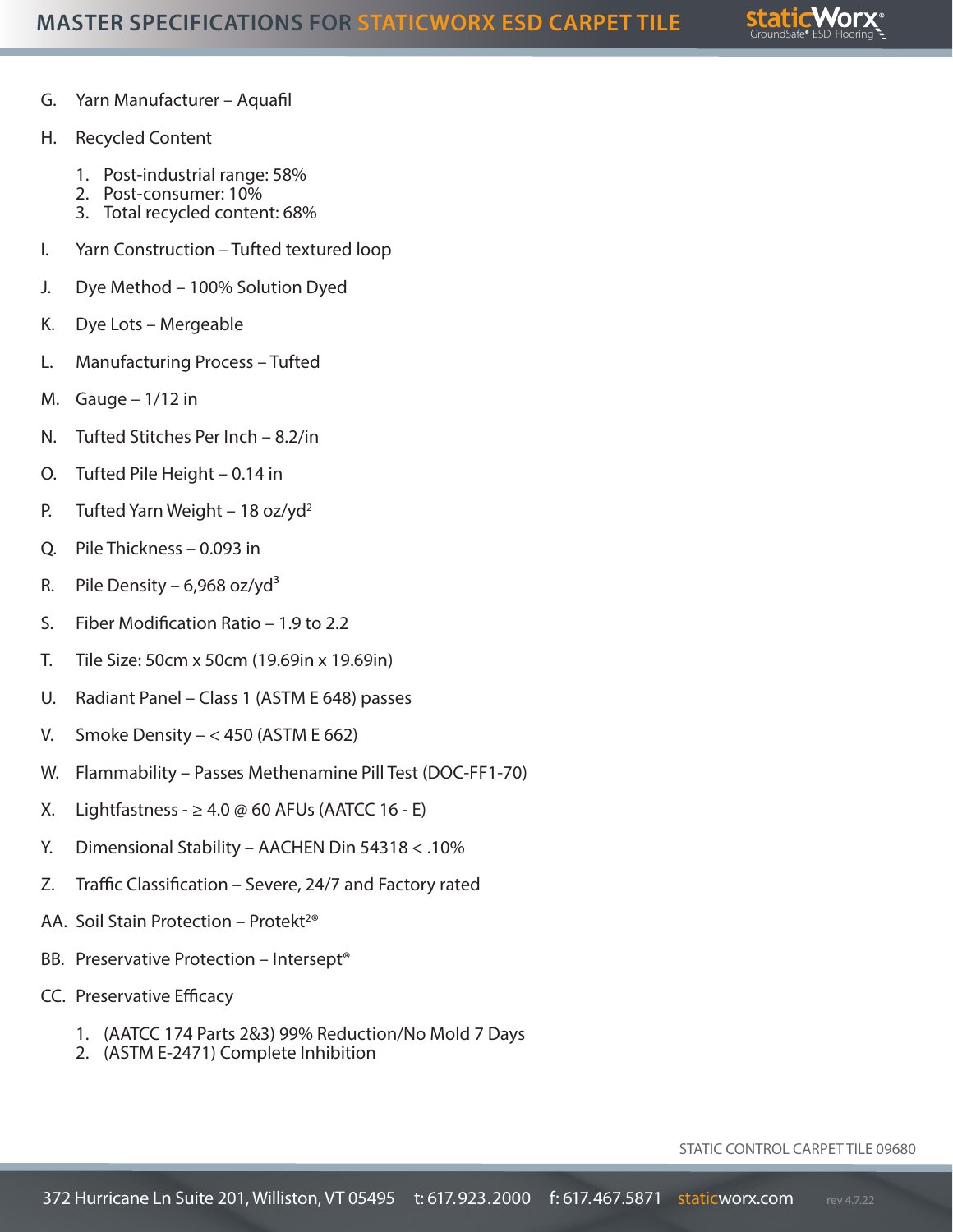G. Yarn Manufacturer – Aquafil

H. Recycled Content

   1. Post-industrial range: 58%
   2. Post-consumer: 10%
   3. Total recycled content: 68%

I. Yarn Construction – Tufted textured loop

J. Dye Method – 100% Solution Dyed

K. Dye Lots – Mergeable

L. Manufacturing Process – Tufted

M. Gauge – 1/12 in

N. Tufted Stitches Per Inch – 8.2/in

O. Tufted Pile Height – 0.14 in

P. Tufted Yarn Weight – 18 oz/yd$^2$

Q. Pile Thickness – 0.093 in

R. Pile Density – 6,968 oz/yd$^3$

S. Fiber Modification Ratio – 1.9 to 2.2

T. Tile Size: 50cm x 50cm (19.69in x 19.69in)

U. Radiant Panel – Class 1 (ASTM E 648) passes

V. Smoke Density – < 450 (ASTM E 662)

W. Flammability – Passes Methenamine Pill Test (DOC-FF1-70)

X. Lightfastness - ≥ 4.0 @ 60 AFUs (AATCC 16 - E)

Y. Dimensional Stability – AACHEN Din 54318 < .10%

Z. Traffic Classification – Severe, 24/7 and Factory rated

AA. Soil Stain Protection – Protekt²®

BB. Preservative Protection – Intersept®

CC. Preservative Efficacy

   1. (AATCC 174 Parts 2&3) 99% Reduction/No Mold 7 Days
   2. (ASTM E-2471) Complete Inhibition

STATIC CONTROL CARPET TILE 09680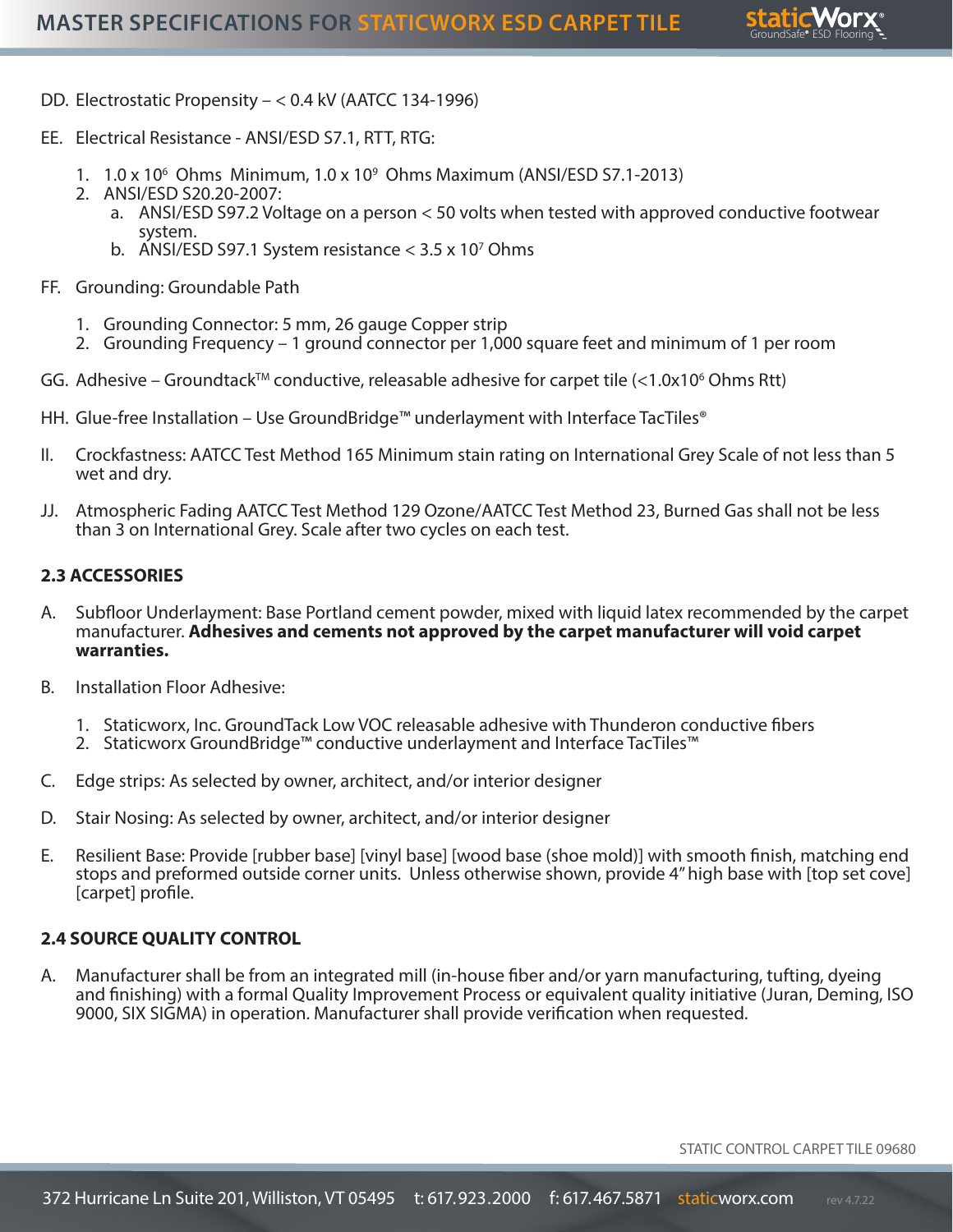DD. Electrostatic Propensity – < 0.4 kV (AATCC 134-1996)

EE. Electrical Resistance - ANSI/ESD S7.1, RTT, RTG:

1. $1.0 \times 10^6$ Ohms Minimum, $1.0 \times 10^9$ Ohms Maximum (ANSI/ESD S7.1-2013)
2. ANSI/ESD S20.20-2007:
   a. ANSI/ESD S97.2 Voltage on a person < 50 volts when tested with approved conductive footwear system.
   b. ANSI/ESD S97.1 System resistance < $3.5 \times 10^7$ Ohms

FF. Grounding: Groundable Path

1. Grounding Connector: 5 mm, 26 gauge Copper strip
2. Grounding Frequency – 1 ground connector per 1,000 square feet and minimum of 1 per room

GG. Adhesive – Groundtack™ conductive, releasable adhesive for carpet tile (<$1.0 \times 10^6$ Ohms Rtt)

HH. Glue-free Installation – Use GroundBridge™ underlayment with Interface TacTiles®

II. Crockfastness: AATCC Test Method 165 Minimum stain rating on International Grey Scale of not less than 5 wet and dry.

JJ. Atmospheric Fading AATCC Test Method 129 Ozone/AATCC Test Method 23, Burned Gas shall not be less than 3 on International Grey. Scale after two cycles on each test.

## 2.3 ACCESSORIES

A. Subfloor Underlayment: Base Portland cement powder, mixed with liquid latex recommended by the carpet manufacturer. **Adhesives and cements not approved by the carpet manufacturer will void carpet warranties.**

B. Installation Floor Adhesive:

1. Staticworx, Inc. GroundTack Low VOC releasable adhesive with Thunderon conductive fibers
2. Staticworx GroundBridge™ conductive underlayment and Interface TacTiles™

C. Edge strips: As selected by owner, architect, and/or interior designer

D. Stair Nosing: As selected by owner, architect, and/or interior designer

E. Resilient Base: Provide [rubber base] [vinyl base] [wood base (shoe mold)] with smooth finish, matching end stops and preformed outside corner units. Unless otherwise shown, provide 4" high base with [top set cove] [carpet] profile.

## 2.4 SOURCE QUALITY CONTROL

A. Manufacturer shall be from an integrated mill (in-house fiber and/or yarn manufacturing, tufting, dyeing and finishing) with a formal Quality Improvement Process or equivalent quality initiative (Juran, Deming, ISO 9000, SIX SIGMA) in operation. Manufacturer shall provide verification when requested.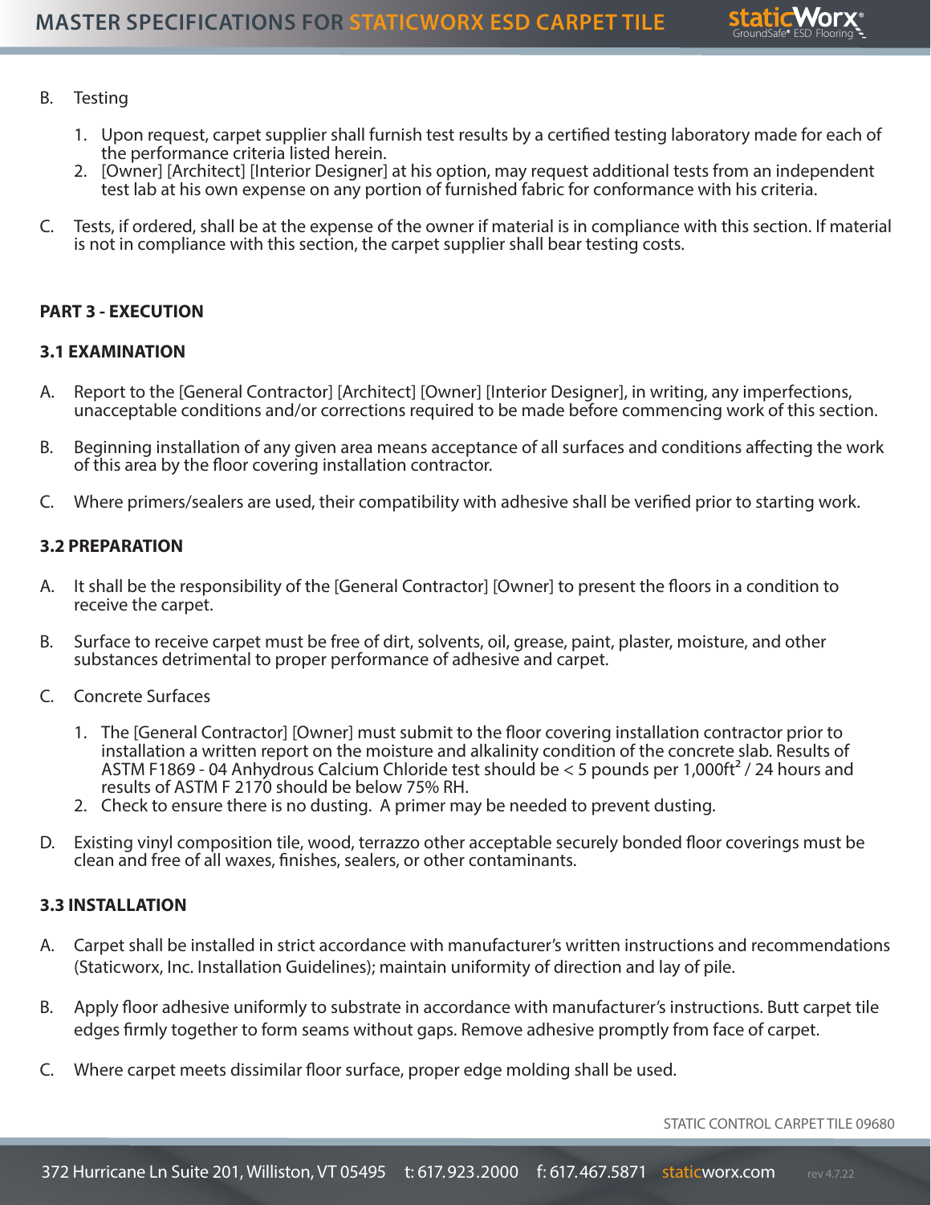B. Testing

1. Upon request, carpet supplier shall furnish test results by a certified testing laboratory made for each of the performance criteria listed herein.
2. [Owner] [Architect] [Interior Designer] at his option, may request additional tests from an independent test lab at his own expense on any portion of furnished fabric for conformance with his criteria.

C. Tests, if ordered, shall be at the expense of the owner if material is in compliance with this section. If material is not in compliance with this section, the carpet supplier shall bear testing costs.

**PART 3 - EXECUTION**

**3.1 EXAMINATION**

A. Report to the [General Contractor] [Architect] [Owner] [Interior Designer], in writing, any imperfections, unacceptable conditions and/or corrections required to be made before commencing work of this section.

B. Beginning installation of any given area means acceptance of all surfaces and conditions affecting the work of this area by the floor covering installation contractor.

C. Where primers/sealers are used, their compatibility with adhesive shall be verified prior to starting work.

**3.2 PREPARATION**

A. It shall be the responsibility of the [General Contractor] [Owner] to present the floors in a condition to receive the carpet.

B. Surface to receive carpet must be free of dirt, solvents, oil, grease, paint, plaster, moisture, and other substances detrimental to proper performance of adhesive and carpet.

C. Concrete Surfaces

1. The [General Contractor] [Owner] must submit to the floor covering installation contractor prior to installation a written report on the moisture and alkalinity condition of the concrete slab. Results of ASTM F1869 - 04 Anhydrous Calcium Chloride test should be < 5 pounds per 1,000ft$^2$ / 24 hours and results of ASTM F 2170 should be below 75% RH.
2. Check to ensure there is no dusting. A primer may be needed to prevent dusting.

D. Existing vinyl composition tile, wood, terrazzo other acceptable securely bonded floor coverings must be clean and free of all waxes, finishes, sealers, or other contaminants.

**3.3 INSTALLATION**

A. Carpet shall be installed in strict accordance with manufacturer's written instructions and recommendations (Staticworx, Inc. Installation Guidelines); maintain uniformity of direction and lay of pile.

B. Apply floor adhesive uniformly to substrate in accordance with manufacturer's instructions. Butt carpet tile edges firmly together to form seams without gaps. Remove adhesive promptly from face of carpet.

C. Where carpet meets dissimilar floor surface, proper edge molding shall be used.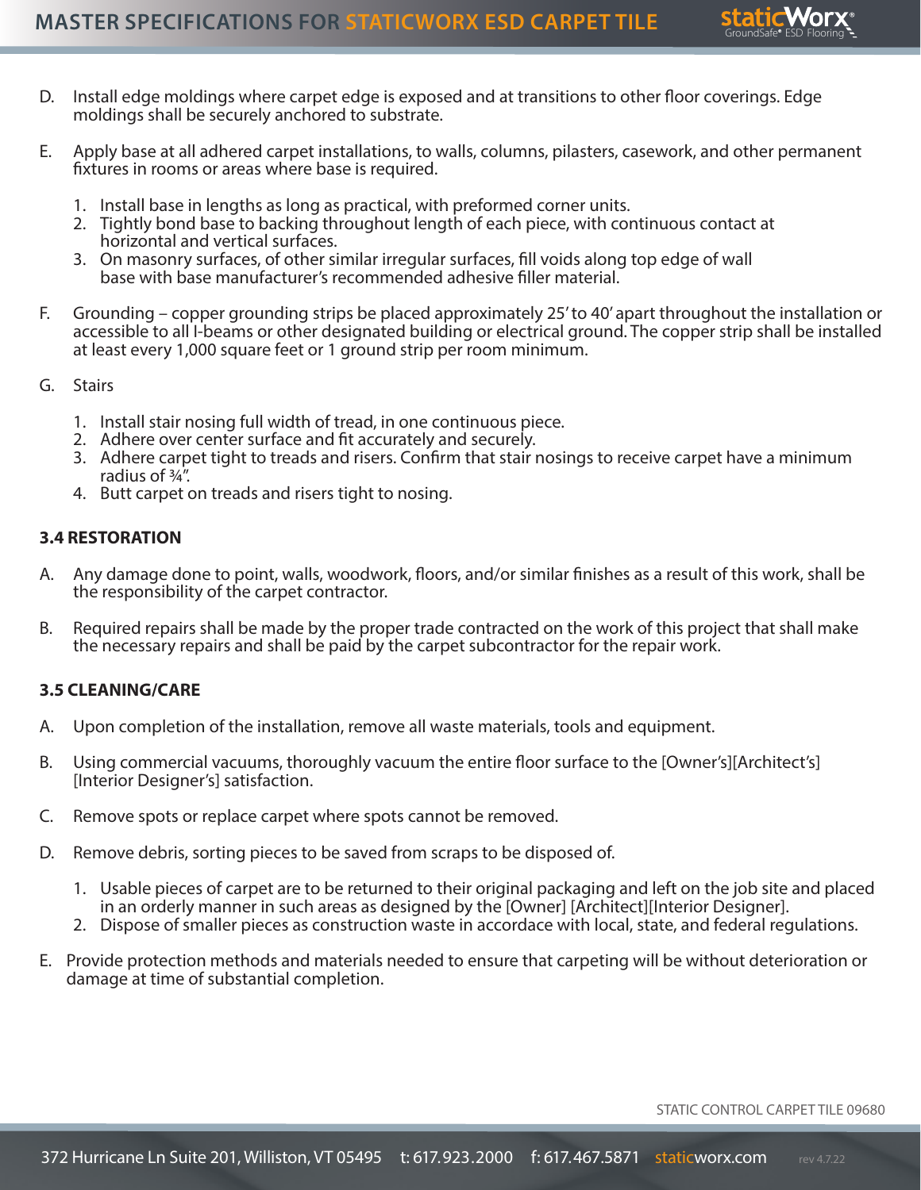D. Install edge moldings where carpet edge is exposed and at transitions to other floor coverings. Edge moldings shall be securely anchored to substrate.

E. Apply base at all adhered carpet installations, to walls, columns, pilasters, casework, and other permanent fixtures in rooms or areas where base is required.

1. Install base in lengths as long as practical, with preformed corner units.
2. Tightly bond base to backing throughout length of each piece, with continuous contact at horizontal and vertical surfaces.
3. On masonry surfaces, of other similar irregular surfaces, fill voids along top edge of wall base with base manufacturer's recommended adhesive filler material.

F. Grounding – copper grounding strips be placed approximately 25' to 40' apart throughout the installation or accessible to all I-beams or other designated building or electrical ground. The copper strip shall be installed at least every 1,000 square feet or 1 ground strip per room minimum.

G. Stairs

1. Install stair nosing full width of tread, in one continuous piece.
2. Adhere over center surface and fit accurately and securely.
3. Adhere carpet tight to treads and risers. Confirm that stair nosings to receive carpet have a minimum radius of ¾".
4. Butt carpet on treads and risers tight to nosing.

**3.4 RESTORATION**

A. Any damage done to point, walls, woodwork, floors, and/or similar finishes as a result of this work, shall be the responsibility of the carpet contractor.

B. Required repairs shall be made by the proper trade contracted on the work of this project that shall make the necessary repairs and shall be paid by the carpet subcontractor for the repair work.

**3.5 CLEANING/CARE**

A. Upon completion of the installation, remove all waste materials, tools and equipment.

B. Using commercial vacuums, thoroughly vacuum the entire floor surface to the [Owner's][Architect's][Interior Designer's] satisfaction.

C. Remove spots or replace carpet where spots cannot be removed.

D. Remove debris, sorting pieces to be saved from scraps to be disposed of.

1. Usable pieces of carpet are to be returned to their original packaging and left on the job site and placed in an orderly manner in such areas as designed by the [Owner] [Architect][Interior Designer].
2. Dispose of smaller pieces as construction waste in accordace with local, state, and federal regulations.

E. Provide protection methods and materials needed to ensure that carpeting will be without deterioration or damage at time of substantial completion.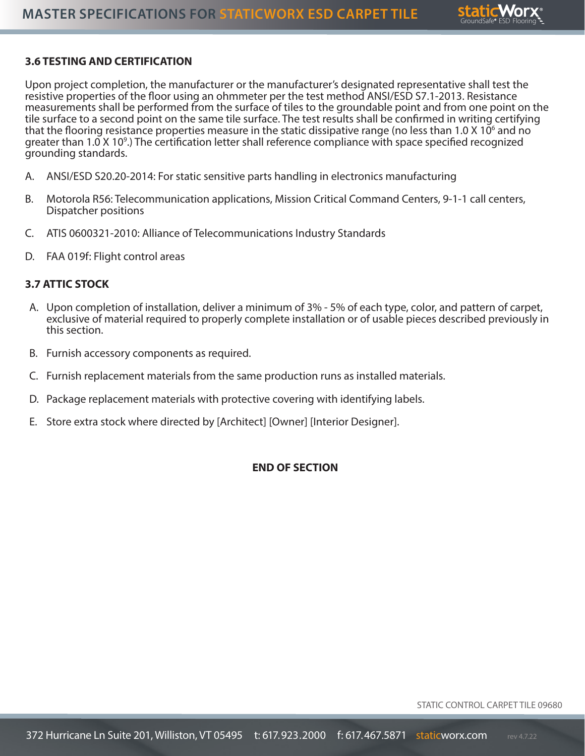### 3.6 TESTING AND CERTIFICATION

Upon project completion, the manufacturer or the manufacturer's designated representative shall test the resistive properties of the floor using an ohmmeter per the test method ANSI/ESD S7.1-2013. Resistance measurements shall be performed from the surface of tiles to the groundable point and from one point on the tile surface to a second point on the same tile surface. The test results shall be confirmed in writing certifying that the flooring resistance properties measure in the static dissipative range (no less than $1.0 \times 10^6$ and no greater than $1.0 \times 10^9$.) The certification letter shall reference compliance with space specified recognized grounding standards.

A. ANSI/ESD S20.20-2014: For static sensitive parts handling in electronics manufacturing

B. Motorola R56: Telecommunication applications, Mission Critical Command Centers, 9-1-1 call centers, Dispatcher positions

C. ATIS 0600321-2010: Alliance of Telecommunications Industry Standards

D. FAA 019f: Flight control areas

### 3.7 ATTIC STOCK

A. Upon completion of installation, deliver a minimum of 3% - 5% of each type, color, and pattern of carpet, exclusive of material required to properly complete installation or of usable pieces described previously in this section.

B. Furnish accessory components as required.

C. Furnish replacement materials from the same production runs as installed materials.

D. Package replacement materials with protective covering with identifying labels.

E. Store extra stock where directed by [Architect] [Owner] [Interior Designer].

**END OF SECTION**